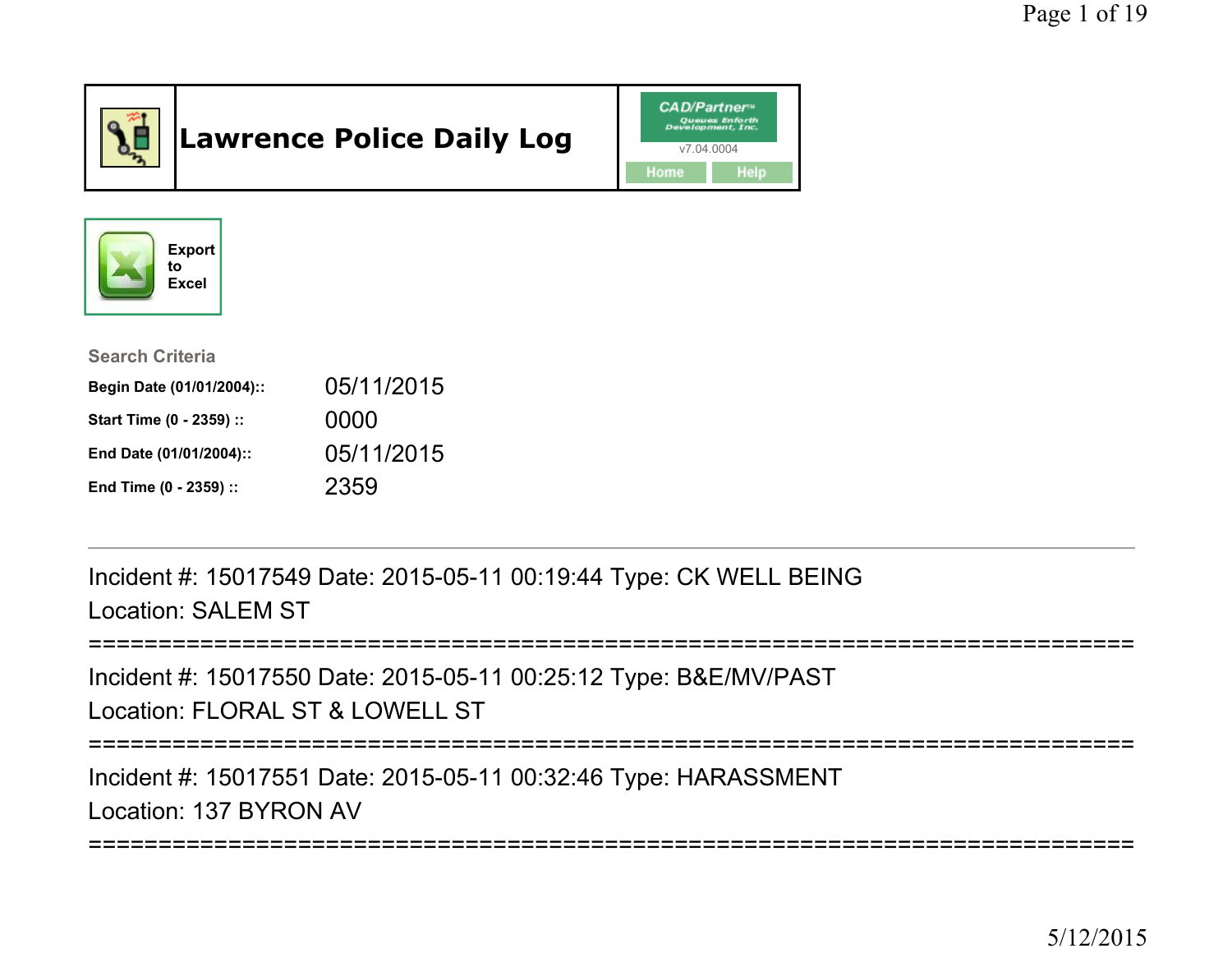# Lawrence Police Daily Log

CAD/Partner™ Queues Enforth Development, Inc.
v7.04.0004
Home Help

Export to Excel

**Search Criteria**

| | |
|---|---|
| **Begin Date (01/01/2004)::** | 05/11/2015 |
| **Start Time (0 - 2359) ::** | 0000 |
| **End Date (01/01/2004)::** | 05/11/2015 |
| **End Time (0 - 2359) ::** | 2359 |

---

Incident #: 15017549 Date: 2015-05-11 00:19:44 Type: CK WELL BEING
Location: SALEM ST

===========================================================================

Incident #: 15017550 Date: 2015-05-11 00:25:12 Type: B&E/MV/PAST
Location: FLORAL ST & LOWELL ST

===========================================================================

Incident #: 15017551 Date: 2015-05-11 00:32:46 Type: HARASSMENT
Location: 137 BYRON AV

===========================================================================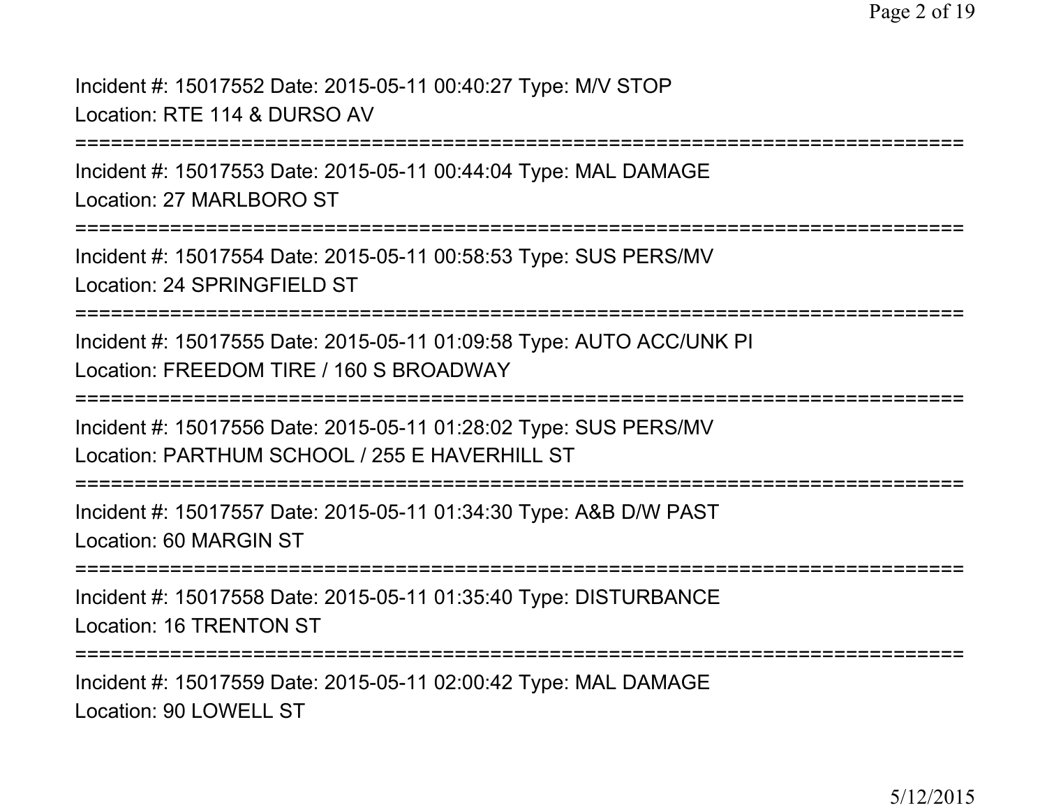Incident #: 15017552 Date: 2015-05-11 00:40:27 Type: M/V STOP
Location: RTE 114 & DURSO AV

===========================================================================

Incident #: 15017553 Date: 2015-05-11 00:44:04 Type: MAL DAMAGE
Location: 27 MARLBORO ST

===========================================================================

Incident #: 15017554 Date: 2015-05-11 00:58:53 Type: SUS PERS/MV
Location: 24 SPRINGFIELD ST

===========================================================================

Incident #: 15017555 Date: 2015-05-11 01:09:58 Type: AUTO ACC/UNK PI
Location: FREEDOM TIRE / 160 S BROADWAY

===========================================================================

Incident #: 15017556 Date: 2015-05-11 01:28:02 Type: SUS PERS/MV
Location: PARTHUM SCHOOL / 255 E HAVERHILL ST

===========================================================================

Incident #: 15017557 Date: 2015-05-11 01:34:30 Type: A&B D/W PAST
Location: 60 MARGIN ST

===========================================================================

Incident #: 15017558 Date: 2015-05-11 01:35:40 Type: DISTURBANCE
Location: 16 TRENTON ST

===========================================================================

Incident #: 15017559 Date: 2015-05-11 02:00:42 Type: MAL DAMAGE
Location: 90 LOWELL ST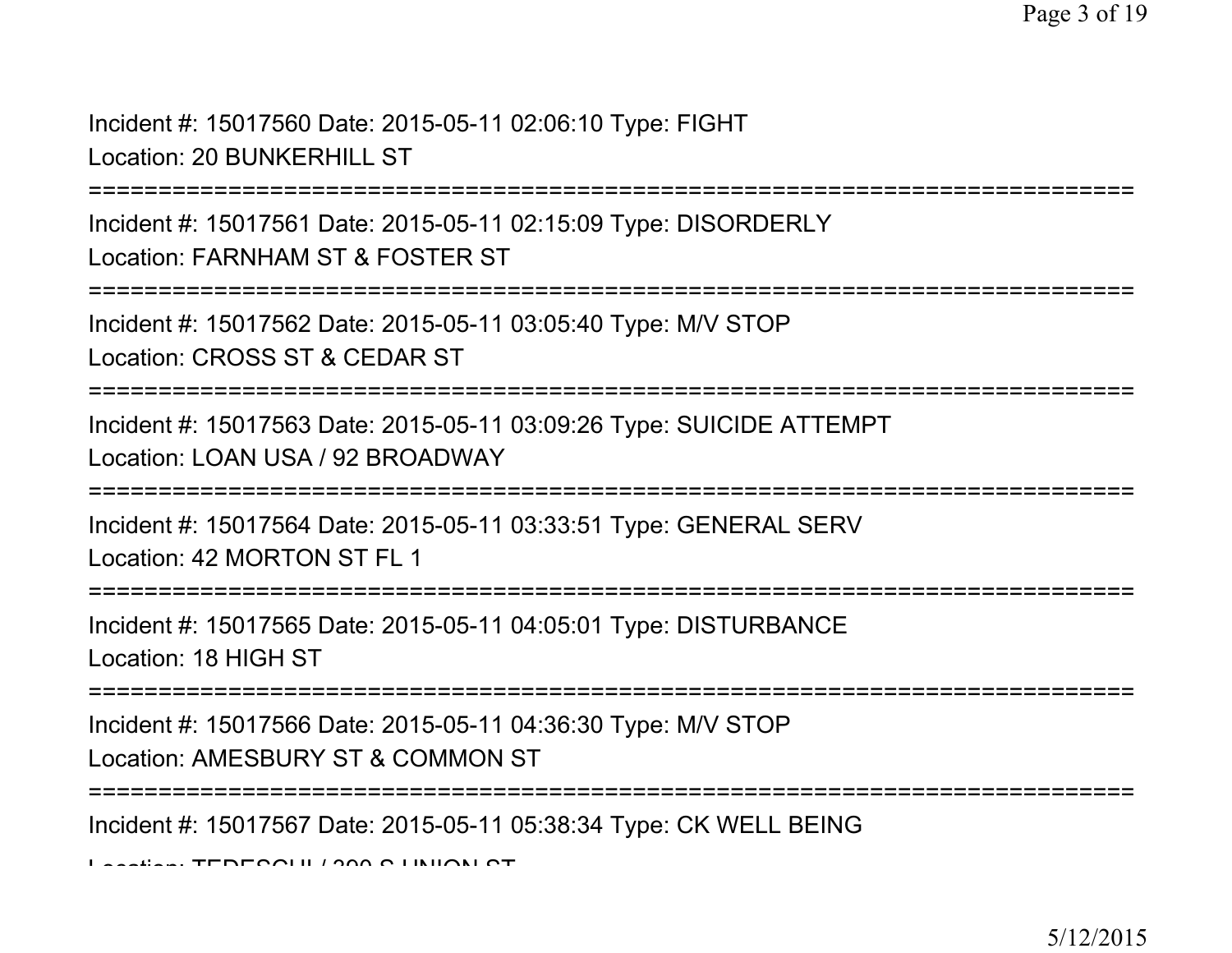Incident #: 15017560 Date: 2015-05-11 02:06:10 Type: FIGHT
Location: 20 BUNKERHILL ST

===========================================================================

Incident #: 15017561 Date: 2015-05-11 02:15:09 Type: DISORDERLY
Location: FARNHAM ST & FOSTER ST

===========================================================================

Incident #: 15017562 Date: 2015-05-11 03:05:40 Type: M/V STOP
Location: CROSS ST & CEDAR ST

===========================================================================

Incident #: 15017563 Date: 2015-05-11 03:09:26 Type: SUICIDE ATTEMPT
Location: LOAN USA / 92 BROADWAY

===========================================================================

Incident #: 15017564 Date: 2015-05-11 03:33:51 Type: GENERAL SERV
Location: 42 MORTON ST FL 1

===========================================================================

Incident #: 15017565 Date: 2015-05-11 04:05:01 Type: DISTURBANCE
Location: 18 HIGH ST

===========================================================================

Incident #: 15017566 Date: 2015-05-11 04:36:30 Type: M/V STOP
Location: AMESBURY ST & COMMON ST

===========================================================================

Incident #: 15017567 Date: 2015-05-11 05:38:34 Type: CK WELL BEING
Location: TEDESCHI / 390 S UNION ST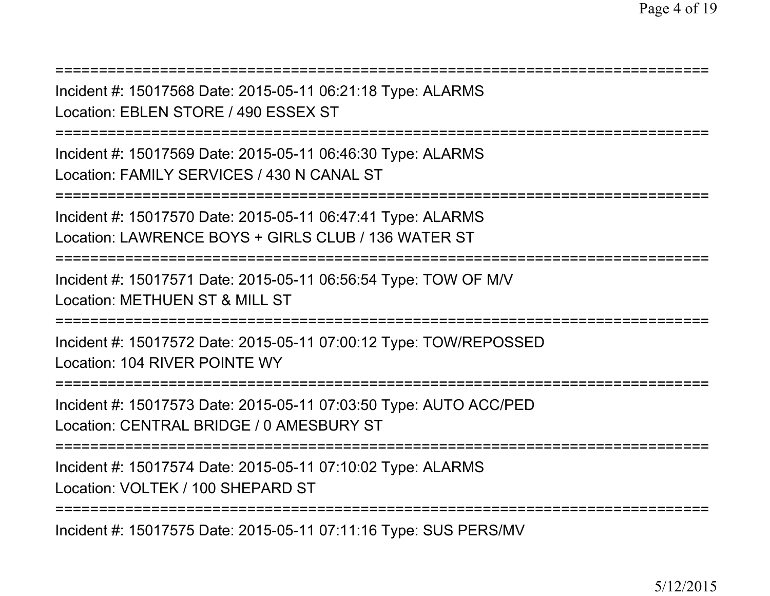===========================================================================
Incident #: 15017568 Date: 2015-05-11 06:21:18 Type: ALARMS
Location: EBLEN STORE / 490 ESSEX ST
===========================================================================
Incident #: 15017569 Date: 2015-05-11 06:46:30 Type: ALARMS
Location: FAMILY SERVICES / 430 N CANAL ST
===========================================================================
Incident #: 15017570 Date: 2015-05-11 06:47:41 Type: ALARMS
Location: LAWRENCE BOYS + GIRLS CLUB / 136 WATER ST
===========================================================================
Incident #: 15017571 Date: 2015-05-11 06:56:54 Type: TOW OF M/V
Location: METHUEN ST & MILL ST
===========================================================================
Incident #: 15017572 Date: 2015-05-11 07:00:12 Type: TOW/REPOSSED
Location: 104 RIVER POINTE WY
===========================================================================
Incident #: 15017573 Date: 2015-05-11 07:03:50 Type: AUTO ACC/PED
Location: CENTRAL BRIDGE / 0 AMESBURY ST
===========================================================================
Incident #: 15017574 Date: 2015-05-11 07:10:02 Type: ALARMS
Location: VOLTEK / 100 SHEPARD ST
===========================================================================
Incident #: 15017575 Date: 2015-05-11 07:11:16 Type: SUS PERS/MV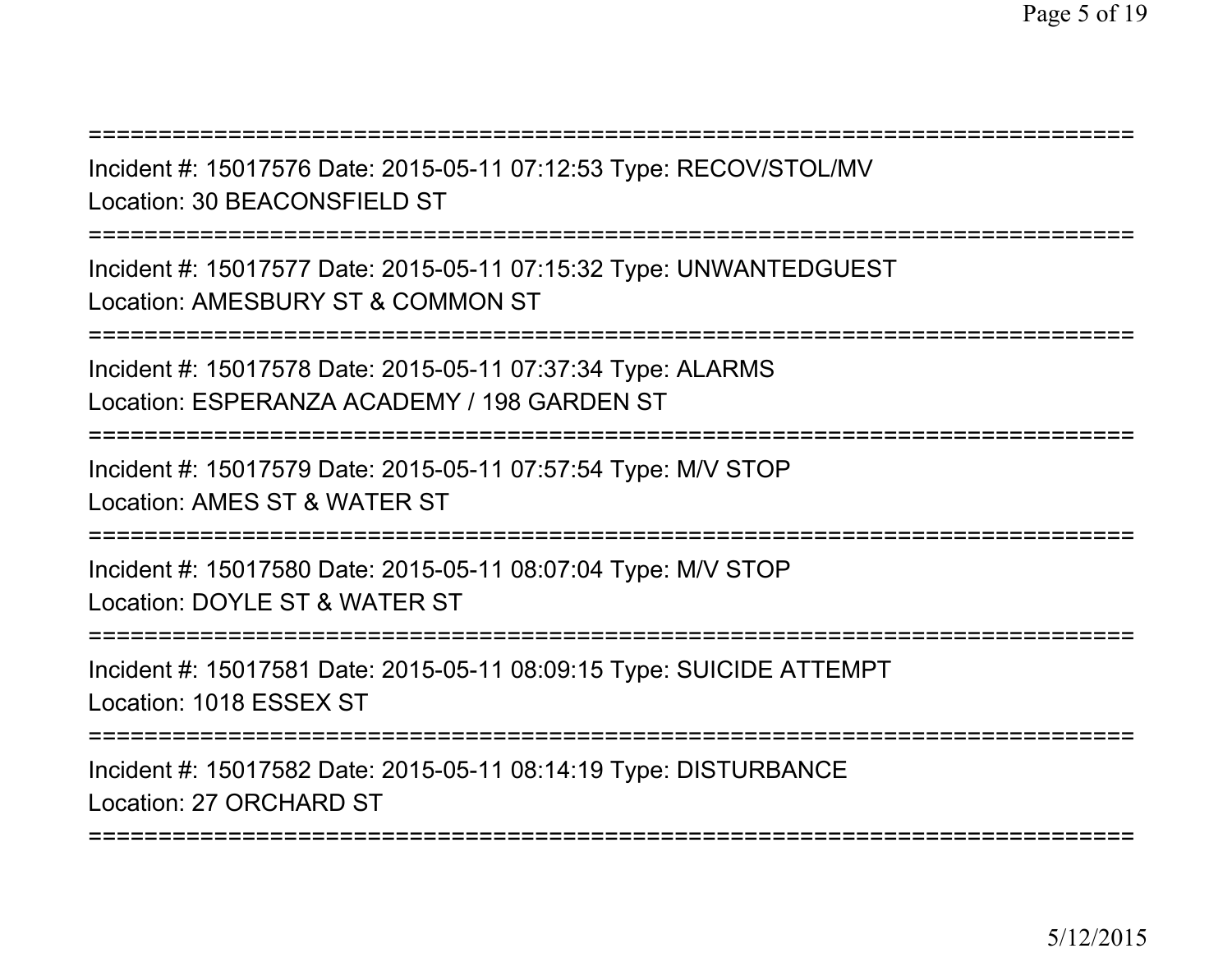===========================================================================

Incident #: 15017576 Date: 2015-05-11 07:12:53 Type: RECOV/STOL/MV

Location: 30 BEACONSFIELD ST

===========================================================================

Incident #: 15017577 Date: 2015-05-11 07:15:32 Type: UNWANTEDGUEST

Location: AMESBURY ST & COMMON ST

===========================================================================

Incident #: 15017578 Date: 2015-05-11 07:37:34 Type: ALARMS

Location: ESPERANZA ACADEMY / 198 GARDEN ST

===========================================================================

Incident #: 15017579 Date: 2015-05-11 07:57:54 Type: M/V STOP

Location: AMES ST & WATER ST

===========================================================================

Incident #: 15017580 Date: 2015-05-11 08:07:04 Type: M/V STOP

Location: DOYLE ST & WATER ST

===========================================================================

Incident #: 15017581 Date: 2015-05-11 08:09:15 Type: SUICIDE ATTEMPT

Location: 1018 ESSEX ST

===========================================================================

Incident #: 15017582 Date: 2015-05-11 08:14:19 Type: DISTURBANCE

Location: 27 ORCHARD ST

===========================================================================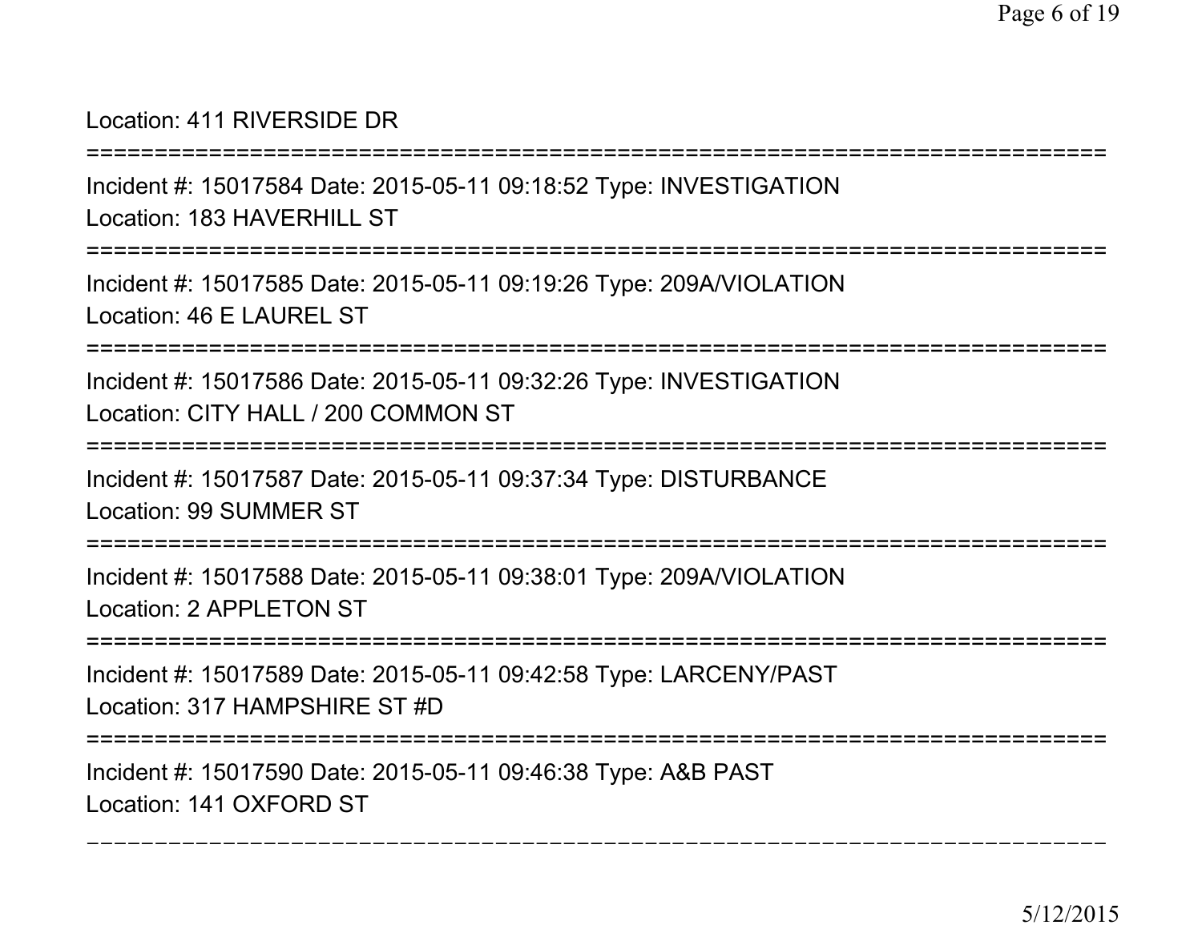Location: 411 RIVERSIDE DR

===========================================================================

Incident #: 15017584 Date: 2015-05-11 09:18:52 Type: INVESTIGATION
Location: 183 HAVERHILL ST

===========================================================================

Incident #: 15017585 Date: 2015-05-11 09:19:26 Type: 209A/VIOLATION
Location: 46 E LAUREL ST

===========================================================================

Incident #: 15017586 Date: 2015-05-11 09:32:26 Type: INVESTIGATION
Location: CITY HALL / 200 COMMON ST

===========================================================================

Incident #: 15017587 Date: 2015-05-11 09:37:34 Type: DISTURBANCE
Location: 99 SUMMER ST

===========================================================================

Incident #: 15017588 Date: 2015-05-11 09:38:01 Type: 209A/VIOLATION
Location: 2 APPLETON ST

===========================================================================

Incident #: 15017589 Date: 2015-05-11 09:42:58 Type: LARCENY/PAST
Location: 317 HAMPSHIRE ST #D

===========================================================================

Incident #: 15017590 Date: 2015-05-11 09:46:38 Type: A&B PAST
Location: 141 OXFORD ST

---------------------------------------------------------------------------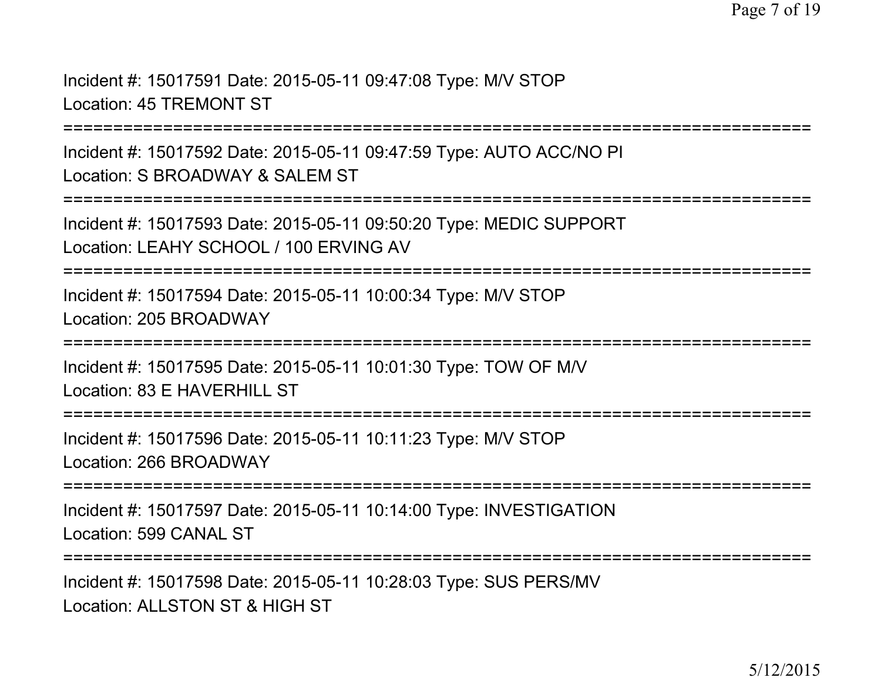Incident #: 15017591 Date: 2015-05-11 09:47:08 Type: M/V STOP
Location: 45 TREMONT ST

===========================================================================

Incident #: 15017592 Date: 2015-05-11 09:47:59 Type: AUTO ACC/NO PI
Location: S BROADWAY & SALEM ST

===========================================================================

Incident #: 15017593 Date: 2015-05-11 09:50:20 Type: MEDIC SUPPORT
Location: LEAHY SCHOOL / 100 ERVING AV

===========================================================================

Incident #: 15017594 Date: 2015-05-11 10:00:34 Type: M/V STOP
Location: 205 BROADWAY

===========================================================================

Incident #: 15017595 Date: 2015-05-11 10:01:30 Type: TOW OF M/V
Location: 83 E HAVERHILL ST

===========================================================================

Incident #: 15017596 Date: 2015-05-11 10:11:23 Type: M/V STOP
Location: 266 BROADWAY

===========================================================================

Incident #: 15017597 Date: 2015-05-11 10:14:00 Type: INVESTIGATION
Location: 599 CANAL ST

===========================================================================

Incident #: 15017598 Date: 2015-05-11 10:28:03 Type: SUS PERS/MV
Location: ALLSTON ST & HIGH ST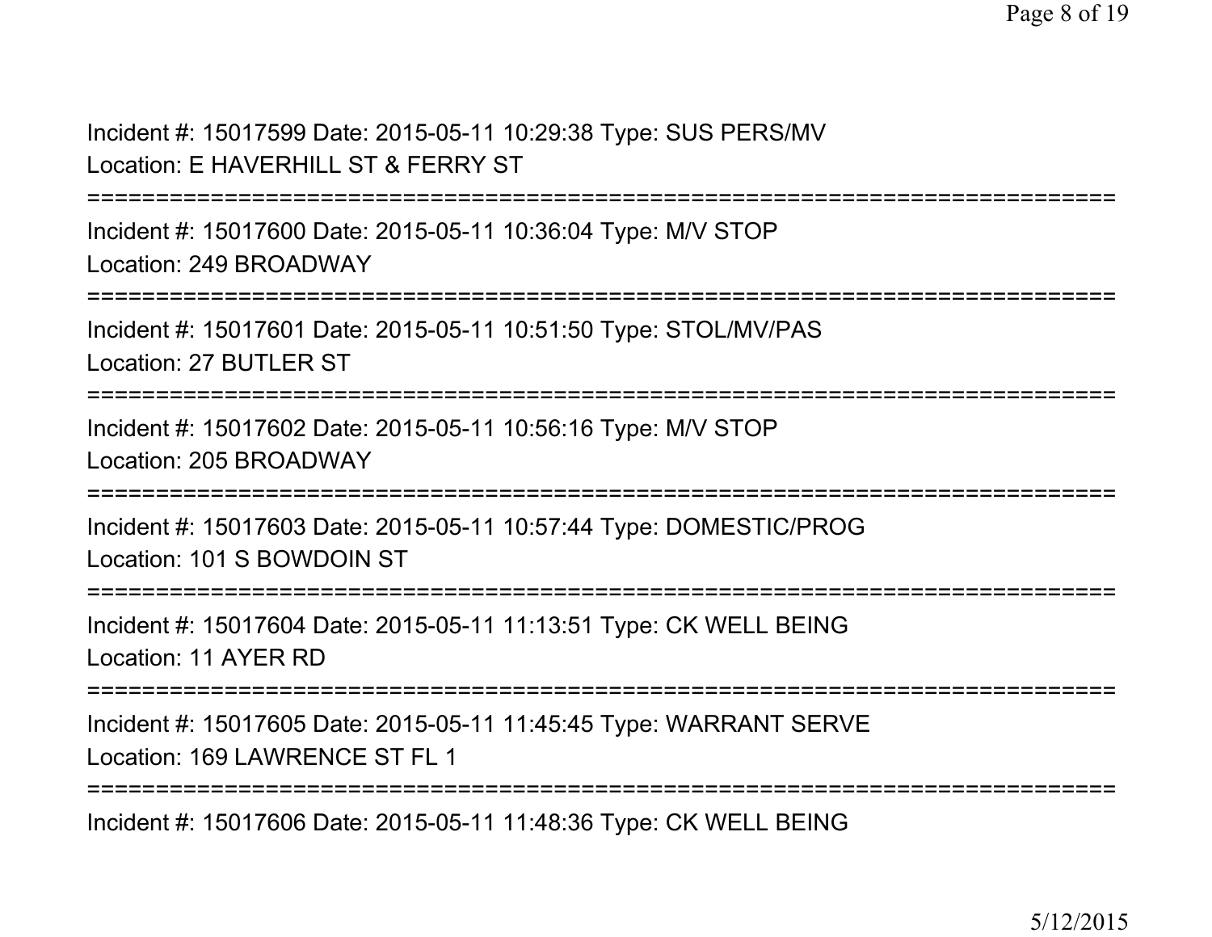Incident #: 15017599 Date: 2015-05-11 10:29:38 Type: SUS PERS/MV
Location: E HAVERHILL ST & FERRY ST

===========================================================================

Incident #: 15017600 Date: 2015-05-11 10:36:04 Type: M/V STOP
Location: 249 BROADWAY

===========================================================================

Incident #: 15017601 Date: 2015-05-11 10:51:50 Type: STOL/MV/PAS
Location: 27 BUTLER ST

===========================================================================

Incident #: 15017602 Date: 2015-05-11 10:56:16 Type: M/V STOP
Location: 205 BROADWAY

===========================================================================

Incident #: 15017603 Date: 2015-05-11 10:57:44 Type: DOMESTIC/PROG
Location: 101 S BOWDOIN ST

===========================================================================

Incident #: 15017604 Date: 2015-05-11 11:13:51 Type: CK WELL BEING
Location: 11 AYER RD

===========================================================================

Incident #: 15017605 Date: 2015-05-11 11:45:45 Type: WARRANT SERVE
Location: 169 LAWRENCE ST FL 1

===========================================================================

Incident #: 15017606 Date: 2015-05-11 11:48:36 Type: CK WELL BEING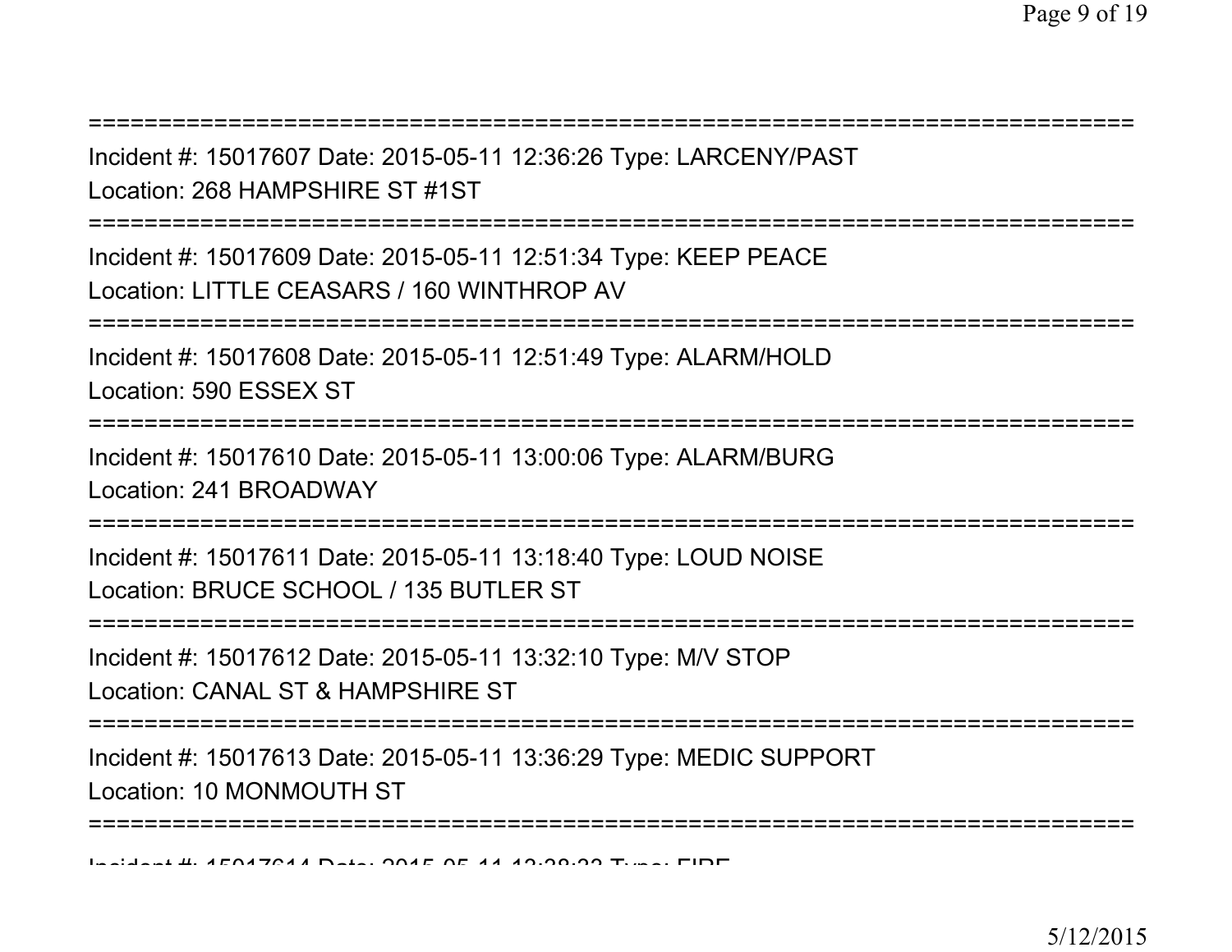==============================================================================

Incident #: 15017607 Date: 2015-05-11 12:36:26 Type: LARCENY/PAST
Location: 268 HAMPSHIRE ST #1ST

==============================================================================

Incident #: 15017609 Date: 2015-05-11 12:51:34 Type: KEEP PEACE
Location: LITTLE CEASARS / 160 WINTHROP AV

==============================================================================

Incident #: 15017608 Date: 2015-05-11 12:51:49 Type: ALARM/HOLD
Location: 590 ESSEX ST

==============================================================================

Incident #: 15017610 Date: 2015-05-11 13:00:06 Type: ALARM/BURG
Location: 241 BROADWAY

==============================================================================

Incident #: 15017611 Date: 2015-05-11 13:18:40 Type: LOUD NOISE
Location: BRUCE SCHOOL / 135 BUTLER ST

==============================================================================

Incident #: 15017612 Date: 2015-05-11 13:32:10 Type: M/V STOP
Location: CANAL ST & HAMPSHIRE ST

==============================================================================

Incident #: 15017613 Date: 2015-05-11 13:36:29 Type: MEDIC SUPPORT
Location: 10 MONMOUTH ST

==============================================================================

Incident #: 15017614 Date: 2015-05-11 13:38:33 Type: FIRE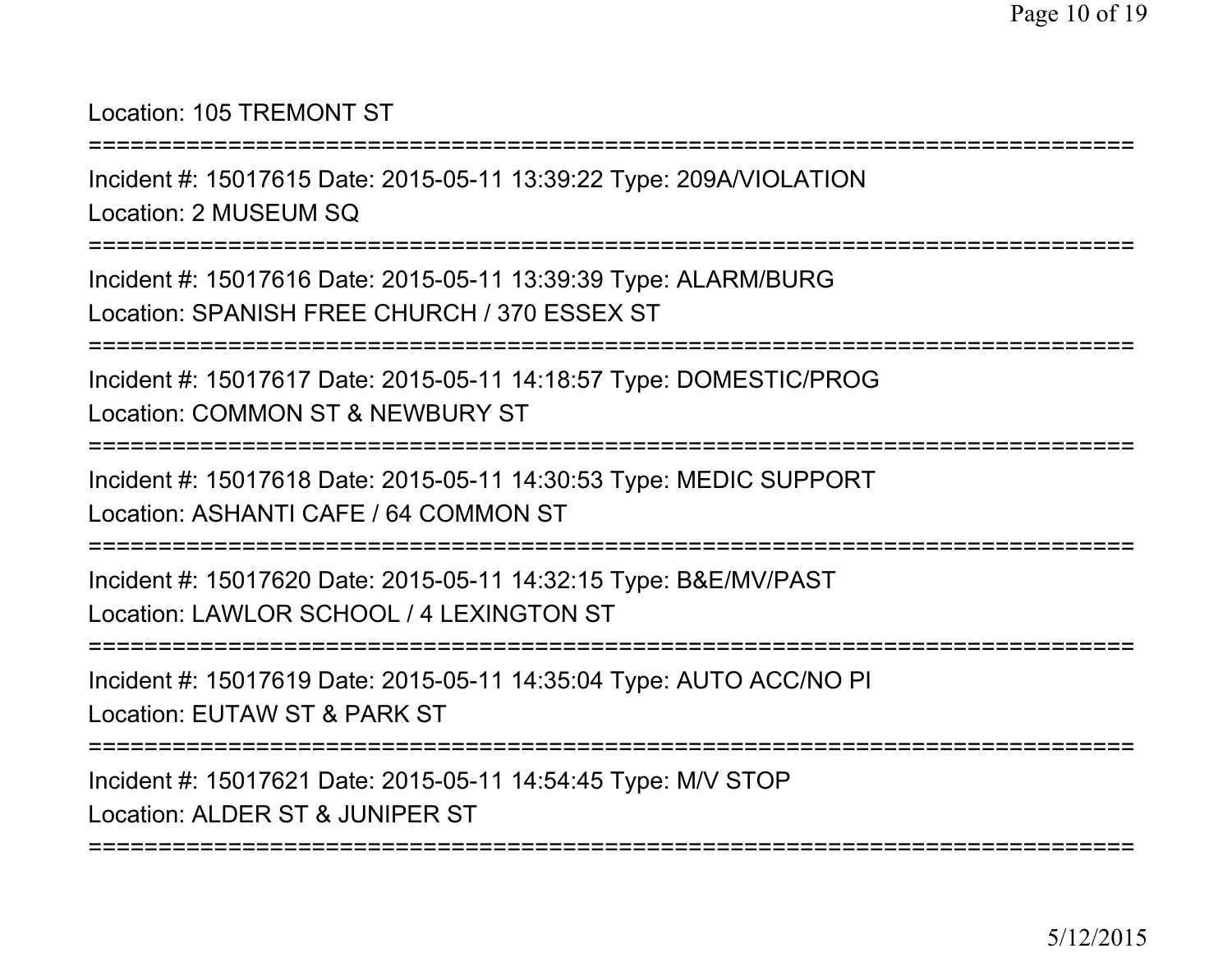Location: 105 TREMONT ST

===========================================================================

Incident #: 15017615 Date: 2015-05-11 13:39:22 Type: 209A/VIOLATION
Location: 2 MUSEUM SQ

===========================================================================

Incident #: 15017616 Date: 2015-05-11 13:39:39 Type: ALARM/BURG
Location: SPANISH FREE CHURCH / 370 ESSEX ST

===========================================================================

Incident #: 15017617 Date: 2015-05-11 14:18:57 Type: DOMESTIC/PROG
Location: COMMON ST & NEWBURY ST

===========================================================================

Incident #: 15017618 Date: 2015-05-11 14:30:53 Type: MEDIC SUPPORT
Location: ASHANTI CAFE / 64 COMMON ST

===========================================================================

Incident #: 15017620 Date: 2015-05-11 14:32:15 Type: B&E/MV/PAST
Location: LAWLOR SCHOOL / 4 LEXINGTON ST

===========================================================================

Incident #: 15017619 Date: 2015-05-11 14:35:04 Type: AUTO ACC/NO PI
Location: EUTAW ST & PARK ST

===========================================================================

Incident #: 15017621 Date: 2015-05-11 14:54:45 Type: M/V STOP
Location: ALDER ST & JUNIPER ST

===========================================================================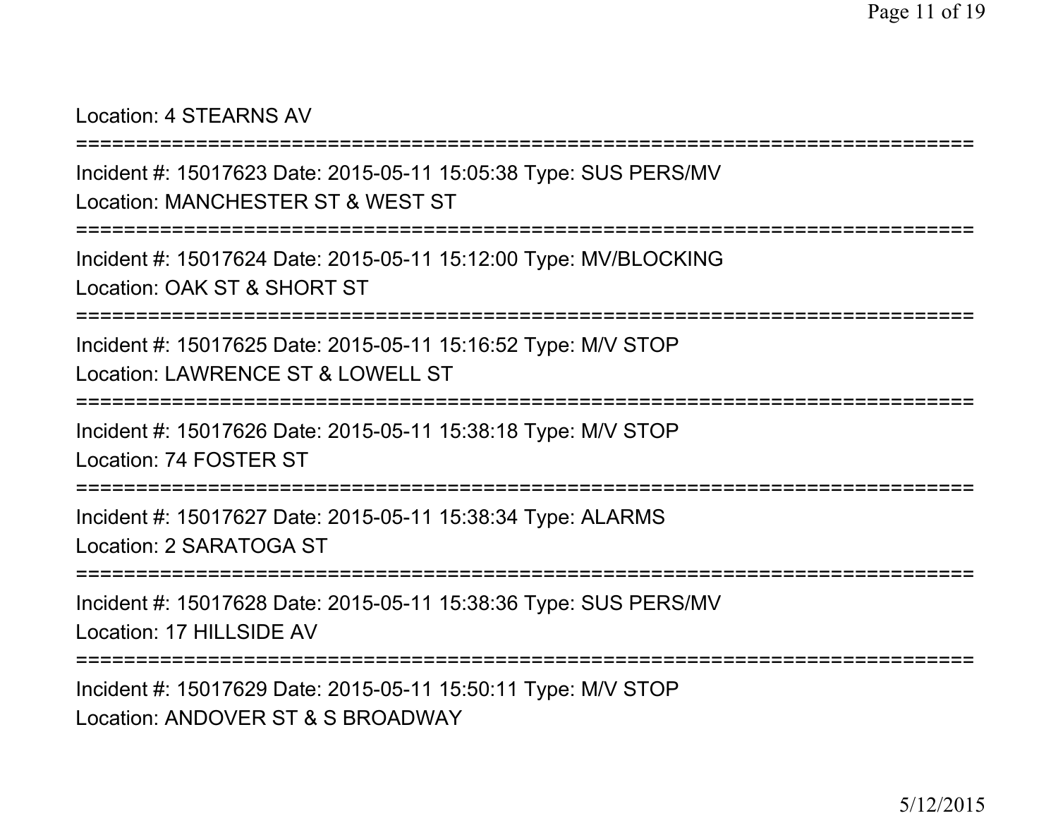Location: 4 STEARNS AV

===========================================================================

Incident #: 15017623 Date: 2015-05-11 15:05:38 Type: SUS PERS/MV

Location: MANCHESTER ST & WEST ST

===========================================================================

Incident #: 15017624 Date: 2015-05-11 15:12:00 Type: MV/BLOCKING

Location: OAK ST & SHORT ST

===========================================================================

Incident #: 15017625 Date: 2015-05-11 15:16:52 Type: M/V STOP

Location: LAWRENCE ST & LOWELL ST

===========================================================================

Incident #: 15017626 Date: 2015-05-11 15:38:18 Type: M/V STOP

Location: 74 FOSTER ST

===========================================================================

Incident #: 15017627 Date: 2015-05-11 15:38:34 Type: ALARMS

Location: 2 SARATOGA ST

===========================================================================

Incident #: 15017628 Date: 2015-05-11 15:38:36 Type: SUS PERS/MV

Location: 17 HILLSIDE AV

===========================================================================

Incident #: 15017629 Date: 2015-05-11 15:50:11 Type: M/V STOP

Location: ANDOVER ST & S BROADWAY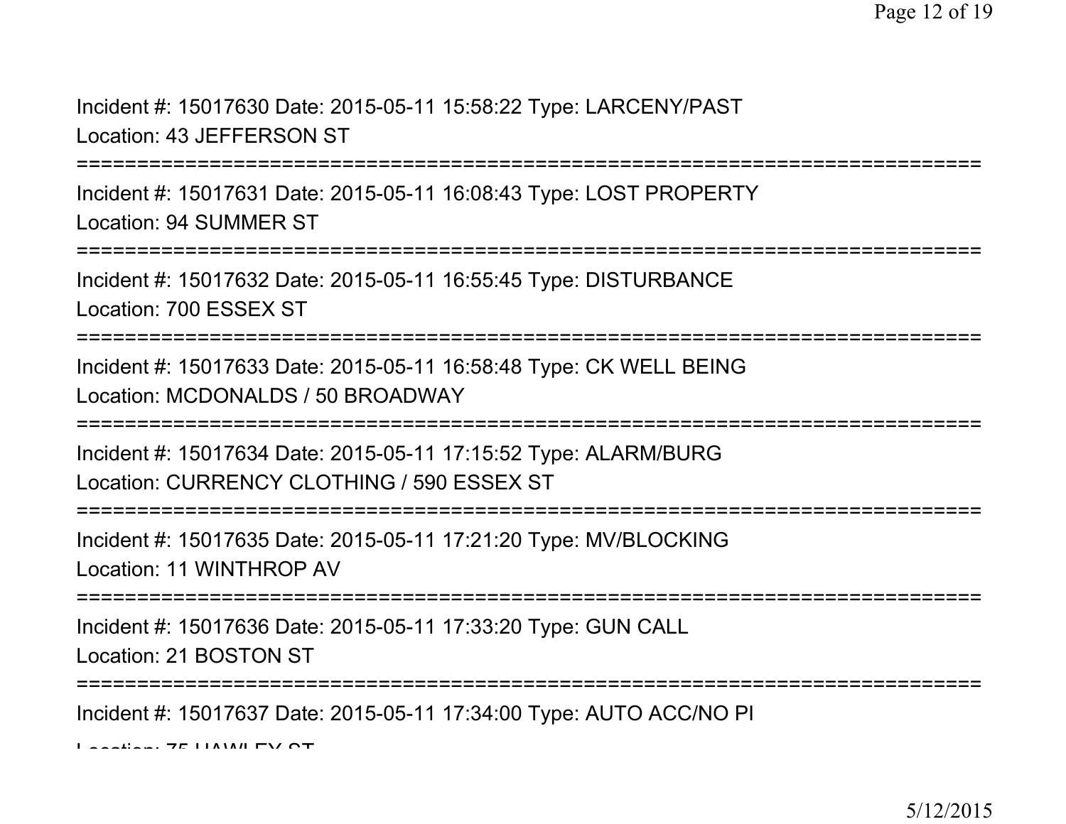Incident #: 15017630 Date: 2015-05-11 15:58:22 Type: LARCENY/PAST
Location: 43 JEFFERSON ST

===========================================================================

Incident #: 15017631 Date: 2015-05-11 16:08:43 Type: LOST PROPERTY
Location: 94 SUMMER ST

===========================================================================

Incident #: 15017632 Date: 2015-05-11 16:55:45 Type: DISTURBANCE
Location: 700 ESSEX ST

===========================================================================

Incident #: 15017633 Date: 2015-05-11 16:58:48 Type: CK WELL BEING
Location: MCDONALDS / 50 BROADWAY

===========================================================================

Incident #: 15017634 Date: 2015-05-11 17:15:52 Type: ALARM/BURG
Location: CURRENCY CLOTHING / 590 ESSEX ST

===========================================================================

Incident #: 15017635 Date: 2015-05-11 17:21:20 Type: MV/BLOCKING
Location: 11 WINTHROP AV

===========================================================================

Incident #: 15017636 Date: 2015-05-11 17:33:20 Type: GUN CALL
Location: 21 BOSTON ST

===========================================================================

Incident #: 15017637 Date: 2015-05-11 17:34:00 Type: AUTO ACC/NO PI
Location: 75 HAWLEY ST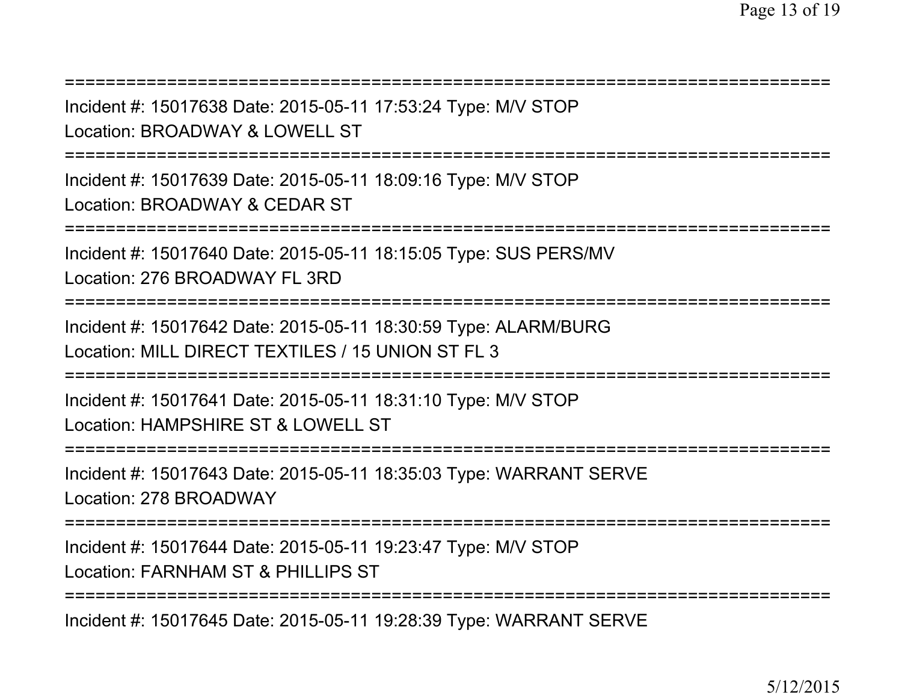===========================================================================
Incident #: 15017638 Date: 2015-05-11 17:53:24 Type: M/V STOP
Location: BROADWAY & LOWELL ST
===========================================================================
Incident #: 15017639 Date: 2015-05-11 18:09:16 Type: M/V STOP
Location: BROADWAY & CEDAR ST
===========================================================================
Incident #: 15017640 Date: 2015-05-11 18:15:05 Type: SUS PERS/MV
Location: 276 BROADWAY FL 3RD
===========================================================================
Incident #: 15017642 Date: 2015-05-11 18:30:59 Type: ALARM/BURG
Location: MILL DIRECT TEXTILES / 15 UNION ST FL 3
===========================================================================
Incident #: 15017641 Date: 2015-05-11 18:31:10 Type: M/V STOP
Location: HAMPSHIRE ST & LOWELL ST
===========================================================================
Incident #: 15017643 Date: 2015-05-11 18:35:03 Type: WARRANT SERVE
Location: 278 BROADWAY
===========================================================================
Incident #: 15017644 Date: 2015-05-11 19:23:47 Type: M/V STOP
Location: FARNHAM ST & PHILLIPS ST
===========================================================================
Incident #: 15017645 Date: 2015-05-11 19:28:39 Type: WARRANT SERVE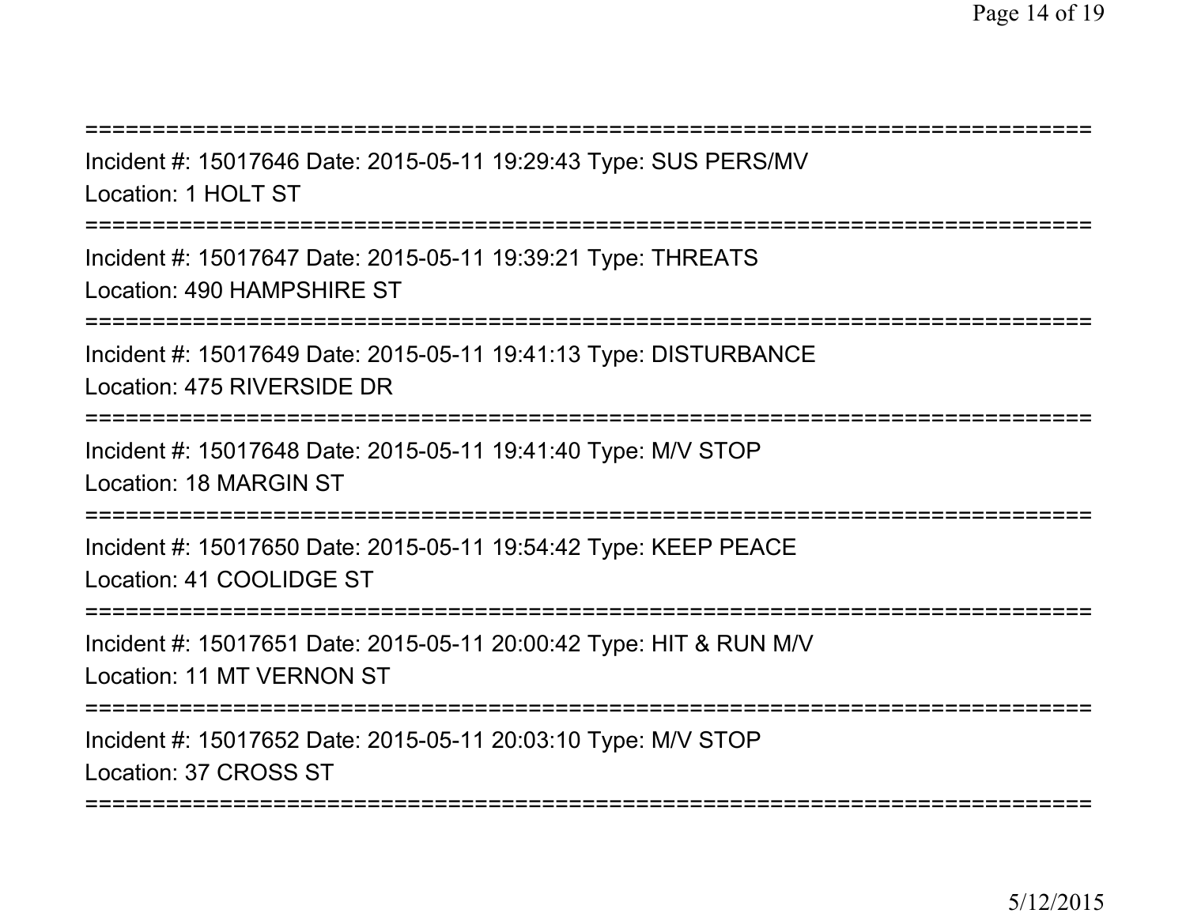===========================================================================

Incident #: 15017646 Date: 2015-05-11 19:29:43 Type: SUS PERS/MV

Location: 1 HOLT ST

===========================================================================

Incident #: 15017647 Date: 2015-05-11 19:39:21 Type: THREATS

Location: 490 HAMPSHIRE ST

===========================================================================

Incident #: 15017649 Date: 2015-05-11 19:41:13 Type: DISTURBANCE

Location: 475 RIVERSIDE DR

===========================================================================

Incident #: 15017648 Date: 2015-05-11 19:41:40 Type: M/V STOP

Location: 18 MARGIN ST

===========================================================================

Incident #: 15017650 Date: 2015-05-11 19:54:42 Type: KEEP PEACE

Location: 41 COOLIDGE ST

===========================================================================

Incident #: 15017651 Date: 2015-05-11 20:00:42 Type: HIT & RUN M/V

Location: 11 MT VERNON ST

===========================================================================

Incident #: 15017652 Date: 2015-05-11 20:03:10 Type: M/V STOP

Location: 37 CROSS ST

===========================================================================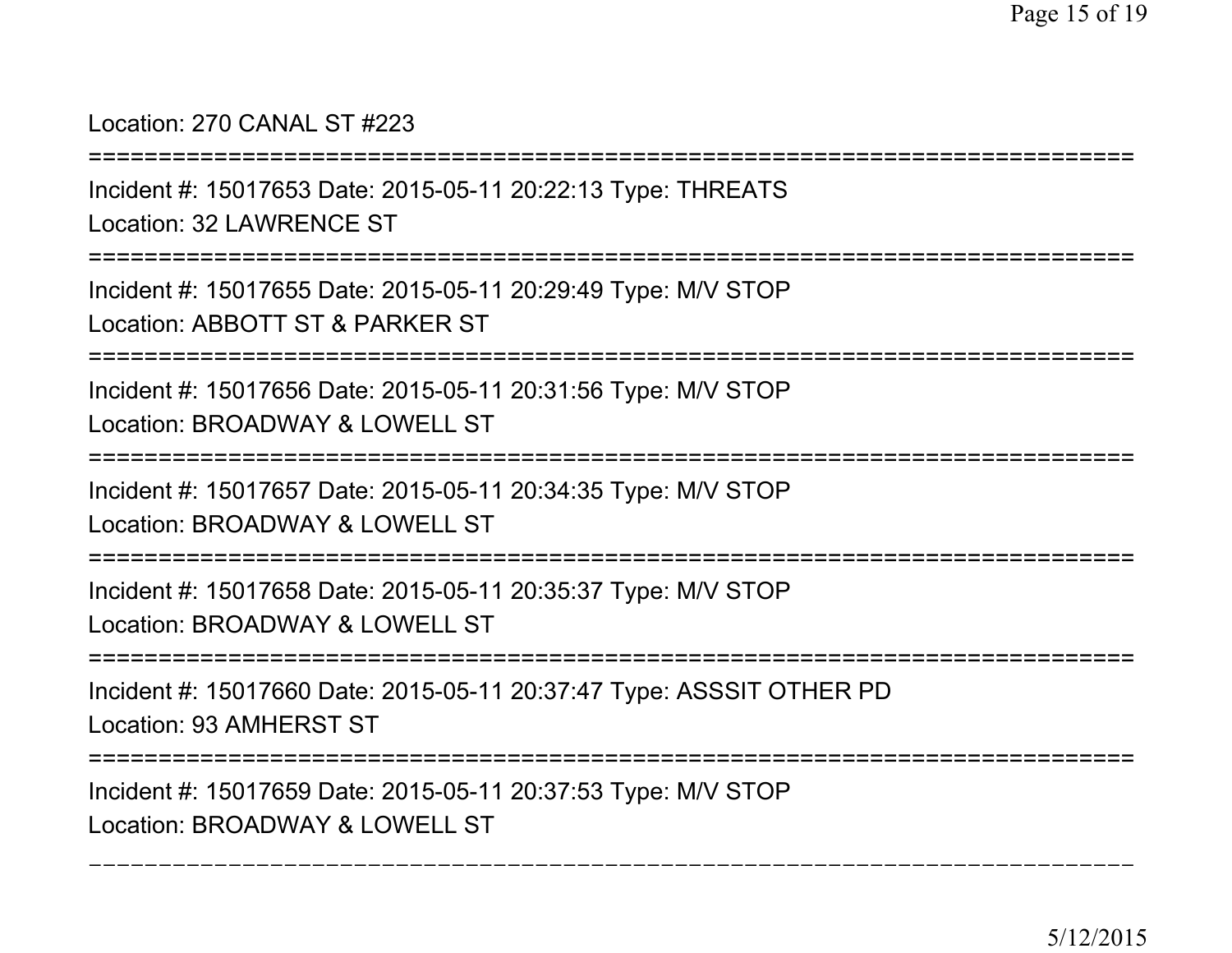Location: 270 CANAL ST #223

===========================================================================

Incident #: 15017653 Date: 2015-05-11 20:22:13 Type: THREATS
Location: 32 LAWRENCE ST

===========================================================================

Incident #: 15017655 Date: 2015-05-11 20:29:49 Type: M/V STOP
Location: ABBOTT ST & PARKER ST

===========================================================================

Incident #: 15017656 Date: 2015-05-11 20:31:56 Type: M/V STOP
Location: BROADWAY & LOWELL ST

===========================================================================

Incident #: 15017657 Date: 2015-05-11 20:34:35 Type: M/V STOP
Location: BROADWAY & LOWELL ST

===========================================================================

Incident #: 15017658 Date: 2015-05-11 20:35:37 Type: M/V STOP
Location: BROADWAY & LOWELL ST

===========================================================================

Incident #: 15017660 Date: 2015-05-11 20:37:47 Type: ASSSIT OTHER PD
Location: 93 AMHERST ST

===========================================================================

Incident #: 15017659 Date: 2015-05-11 20:37:53 Type: M/V STOP
Location: BROADWAY & LOWELL ST

---------------------------------------------------------------------------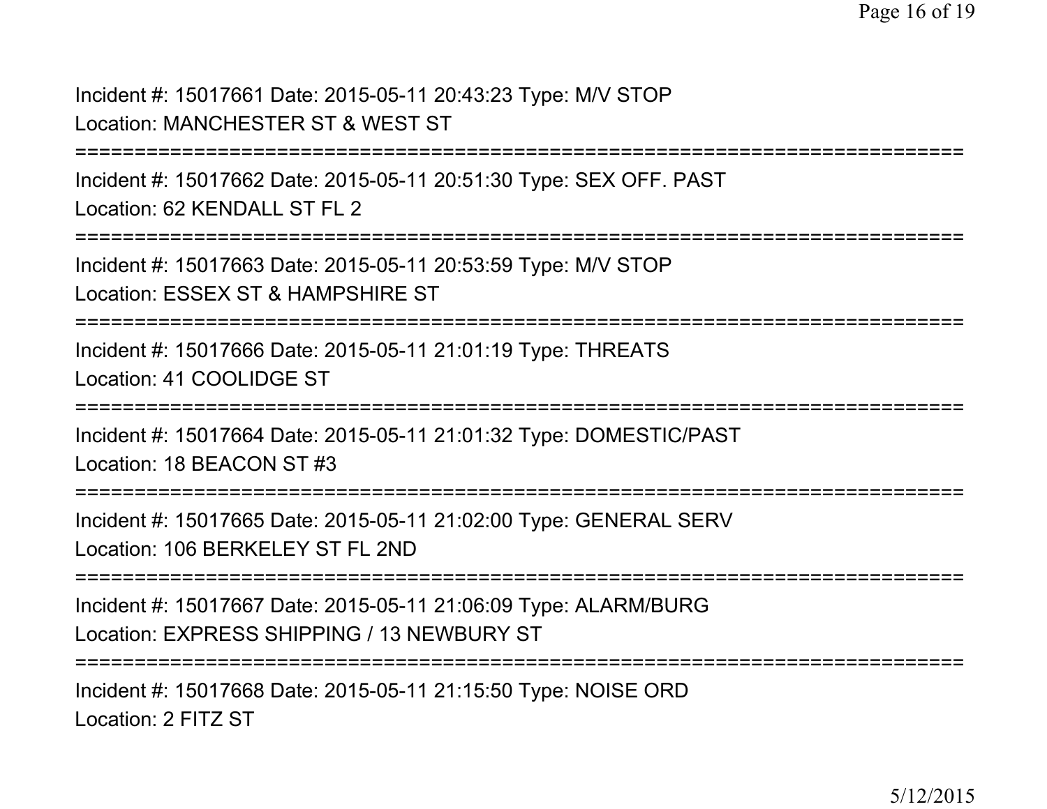Incident #: 15017661 Date: 2015-05-11 20:43:23 Type: M/V STOP
Location: MANCHESTER ST & WEST ST

===========================================================================

Incident #: 15017662 Date: 2015-05-11 20:51:30 Type: SEX OFF. PAST
Location: 62 KENDALL ST FL 2

===========================================================================

Incident #: 15017663 Date: 2015-05-11 20:53:59 Type: M/V STOP
Location: ESSEX ST & HAMPSHIRE ST

===========================================================================

Incident #: 15017666 Date: 2015-05-11 21:01:19 Type: THREATS
Location: 41 COOLIDGE ST

===========================================================================

Incident #: 15017664 Date: 2015-05-11 21:01:32 Type: DOMESTIC/PAST
Location: 18 BEACON ST #3

===========================================================================

Incident #: 15017665 Date: 2015-05-11 21:02:00 Type: GENERAL SERV
Location: 106 BERKELEY ST FL 2ND

===========================================================================

Incident #: 15017667 Date: 2015-05-11 21:06:09 Type: ALARM/BURG
Location: EXPRESS SHIPPING / 13 NEWBURY ST

===========================================================================

Incident #: 15017668 Date: 2015-05-11 21:15:50 Type: NOISE ORD
Location: 2 FITZ ST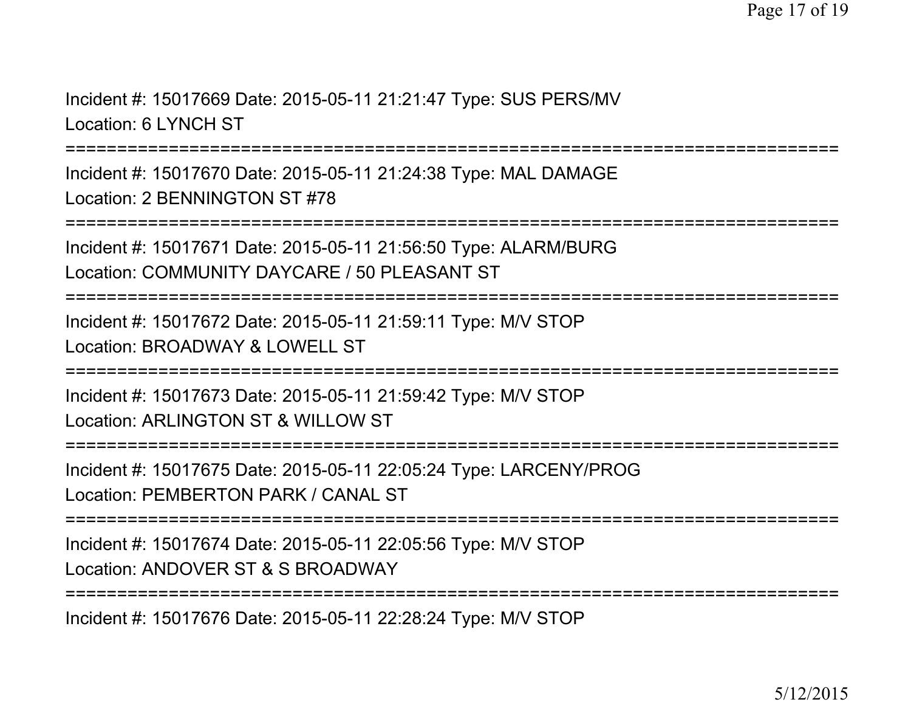Incident #: 15017669 Date: 2015-05-11 21:21:47 Type: SUS PERS/MV
Location: 6 LYNCH ST

===========================================================================

Incident #: 15017670 Date: 2015-05-11 21:24:38 Type: MAL DAMAGE
Location: 2 BENNINGTON ST #78

===========================================================================

Incident #: 15017671 Date: 2015-05-11 21:56:50 Type: ALARM/BURG
Location: COMMUNITY DAYCARE / 50 PLEASANT ST

===========================================================================

Incident #: 15017672 Date: 2015-05-11 21:59:11 Type: M/V STOP
Location: BROADWAY & LOWELL ST

===========================================================================

Incident #: 15017673 Date: 2015-05-11 21:59:42 Type: M/V STOP
Location: ARLINGTON ST & WILLOW ST

===========================================================================

Incident #: 15017675 Date: 2015-05-11 22:05:24 Type: LARCENY/PROG
Location: PEMBERTON PARK / CANAL ST

===========================================================================

Incident #: 15017674 Date: 2015-05-11 22:05:56 Type: M/V STOP
Location: ANDOVER ST & S BROADWAY

===========================================================================

Incident #: 15017676 Date: 2015-05-11 22:28:24 Type: M/V STOP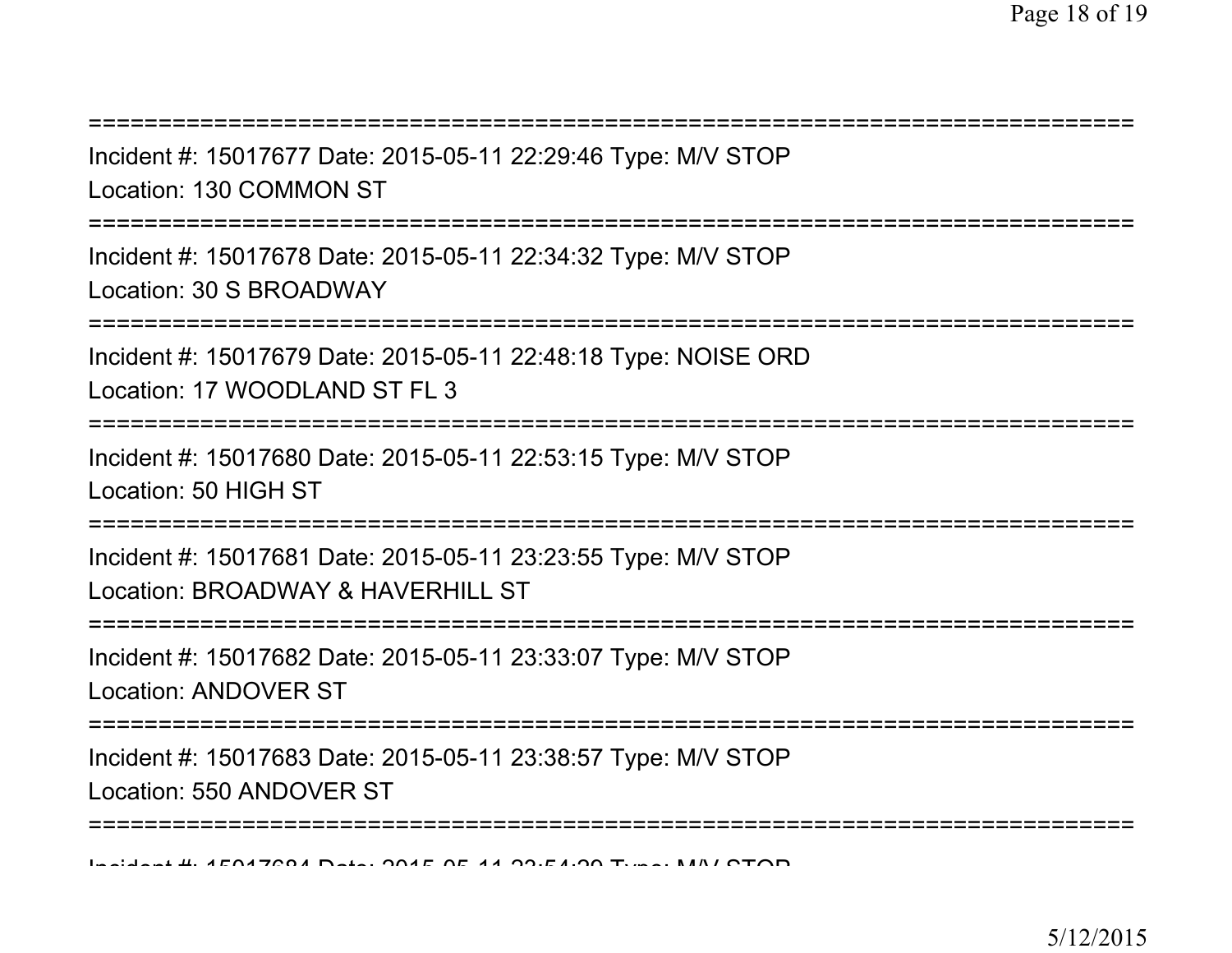===========================================================================

Incident #: 15017677 Date: 2015-05-11 22:29:46 Type: M/V STOP

Location: 130 COMMON ST

===========================================================================

Incident #: 15017678 Date: 2015-05-11 22:34:32 Type: M/V STOP

Location: 30 S BROADWAY

===========================================================================

Incident #: 15017679 Date: 2015-05-11 22:48:18 Type: NOISE ORD

Location: 17 WOODLAND ST FL 3

===========================================================================

Incident #: 15017680 Date: 2015-05-11 22:53:15 Type: M/V STOP

Location: 50 HIGH ST

===========================================================================

Incident #: 15017681 Date: 2015-05-11 23:23:55 Type: M/V STOP

Location: BROADWAY & HAVERHILL ST

===========================================================================

Incident #: 15017682 Date: 2015-05-11 23:33:07 Type: M/V STOP

Location: ANDOVER ST

===========================================================================

Incident #: 15017683 Date: 2015-05-11 23:38:57 Type: M/V STOP

Location: 550 ANDOVER ST

===========================================================================

Incident #: 15017684 Date: 2015-05-11 23:54:29 Type: M/V STOP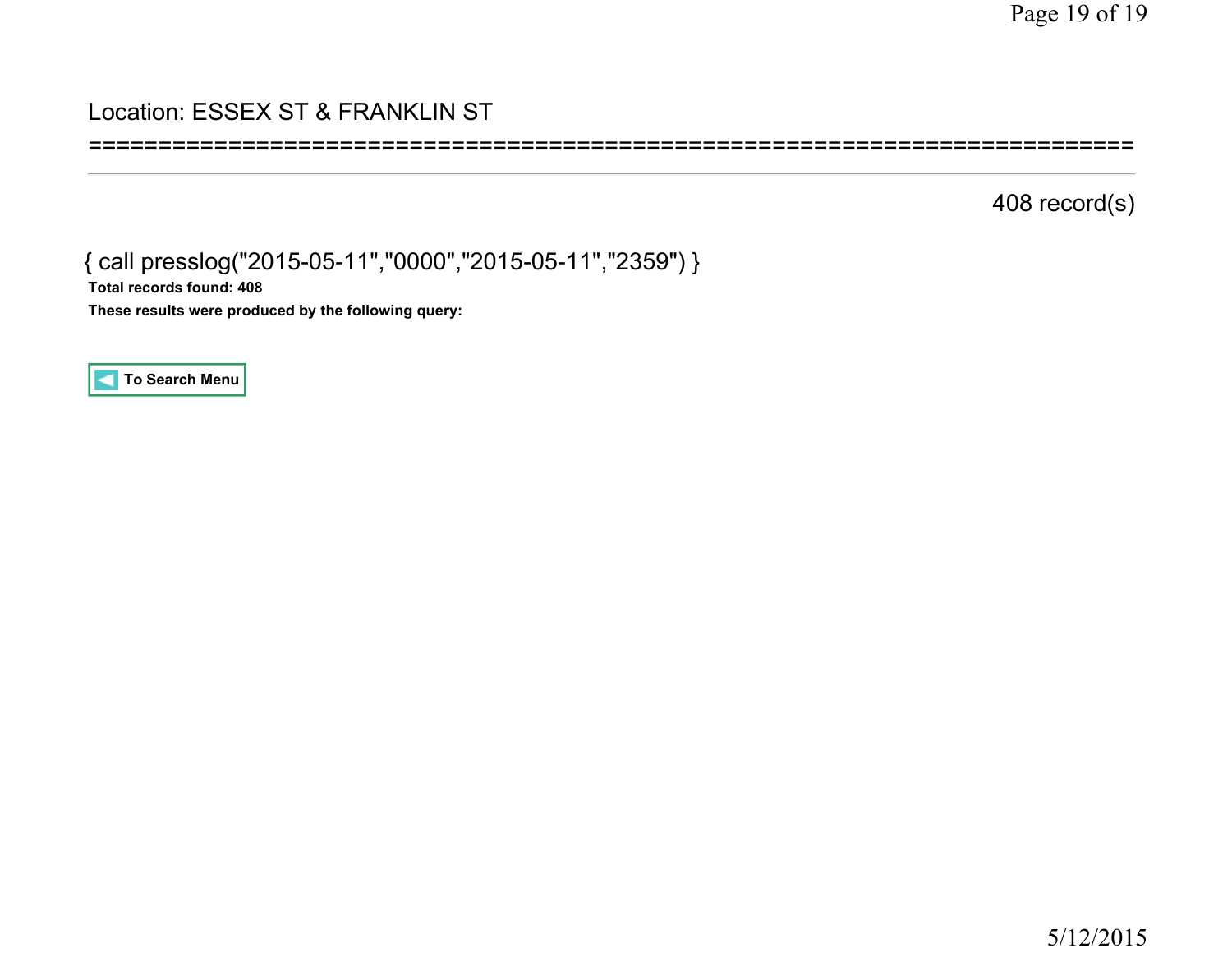Location: ESSEX ST & FRANKLIN ST

==================================================================

---

408 record(s)

{ call presslog("2015-05-11","0000","2015-05-11","2359") }

**Total records found: 408**

**These results were produced by the following query:**

To Search Menu